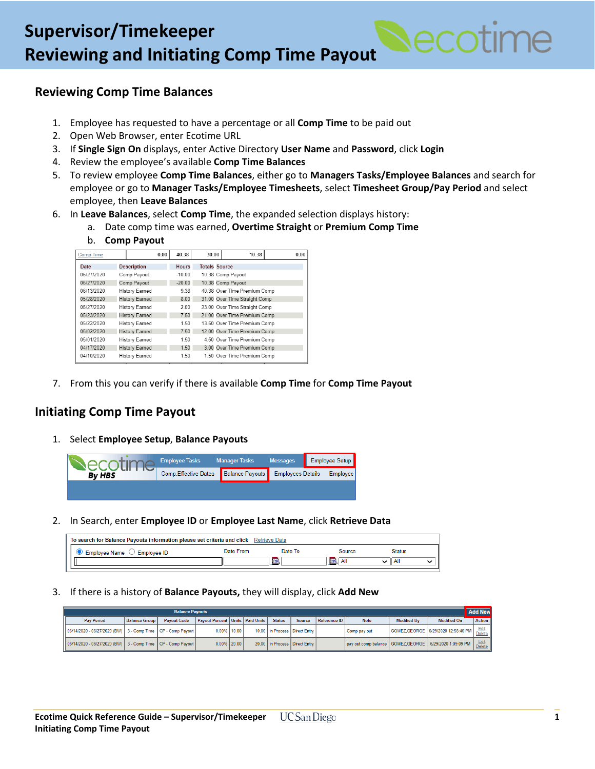# Supervisor/Timekeeper
# Reviewing and Initiating Comp Time Payout

## Reviewing Comp Time Balances

1. Employee has requested to have a percentage or all **Comp Time** to be paid out
2. Open Web Browser, enter Ecotime URL
3. If **Single Sign On** displays, enter Active Directory **User Name** and **Password**, click **Login**
4. Review the employee's available **Comp Time Balances**
5. To review employee **Comp Time Balances**, either go to **Managers Tasks/Employee Balances** and search for employee or go to **Manager Tasks/Employee Timesheets**, select **Timesheet Group/Pay Period** and select employee, then **Leave Balances**
6. In **Leave Balances**, select **Comp Time**, the expanded selection displays history:
   a. Date comp time was earned, **Overtime Straight** or **Premium Comp Time**
   b. **Comp Payout**

| Comp Time | 0.00 | 40.38 | 30.00 | 10.38 | 0.00 |
|---|---|---|---|---|---|

| Date | Description | Hours | Totals | Source |
|---|---|---|---|---|
| 06/27/2020 | Comp Payout | -10.00 | 10.38 | Comp Payout |
| 06/27/2020 | Comp Payout | -20.00 | 10.38 | Comp Payout |
| 06/13/2020 | History Earned | 9.38 | 40.38 | Over Time Premium Comp |
| 05/28/2020 | History Earned | 8.00 | 31.00 | Over Time Straight Comp |
| 05/27/2020 | History Earned | 2.00 | 23.00 | Over Time Straight Comp |
| 05/23/2020 | History Earned | 7.50 | 21.00 | Over Time Premium Comp |
| 05/22/2020 | History Earned | 1.50 | 13.50 | Over Time Premium Comp |
| 05/02/2020 | History Earned | 7.50 | 12.00 | Over Time Premium Comp |
| 05/01/2020 | History Earned | 1.50 | 4.50 | Over Time Premium Comp |
| 04/17/2020 | History Earned | 1.50 | 3.00 | Over Time Premium Comp |
| 04/10/2020 | History Earned | 1.50 | 1.50 | Over Time Premium Comp |

7. From this you can verify if there is available **Comp Time** for **Comp Time Payout**

## Initiating Comp Time Payout

1. Select **Employee Setup**, **Balance Payouts**

   Employee Tasks | Manager Tasks | Messages | Employee Setup
   Comp.Effective Dates | Balance Payouts | Employees Details | Employee

2. In Search, enter **Employee ID** or **Employee Last Name**, click **Retrieve Data**

   To search for Balance Payouts information please set criteria and click Retrieve Data
   Employee Name / Employee ID | Date From | Date To | Source: All | Status: All

3. If there is a history of **Balance Payouts,** they will display, click **Add New**

| Pay Period | Balance Group | Payout Code | Payout Percent | Units | Paid Units | Status | Source | Reference ID | Note | Modified By | Modified On | Action |
|---|---|---|---|---|---|---|---|---|---|---|---|---|
| 06/14/2020 - 06/27/2020 (BW) | 3 - Comp Time | CP - Comp Payout | 0.00% | 10.00 | 10.00 | In Process | Direct Entry | | Comp pay out | GOMEZ,GEORGE | 6/29/2020 12:58:46 PM | Edit Delete |
| 06/14/2020 - 06/27/2020 (BW) | 3 - Comp Time | CP - Comp Payout | 0.00% | 20.00 | 20.00 | In Process | Direct Entry | | pay out comp balance | GOMEZ,GEORGE | 6/29/2020 1:09:09 PM | Edit Delete |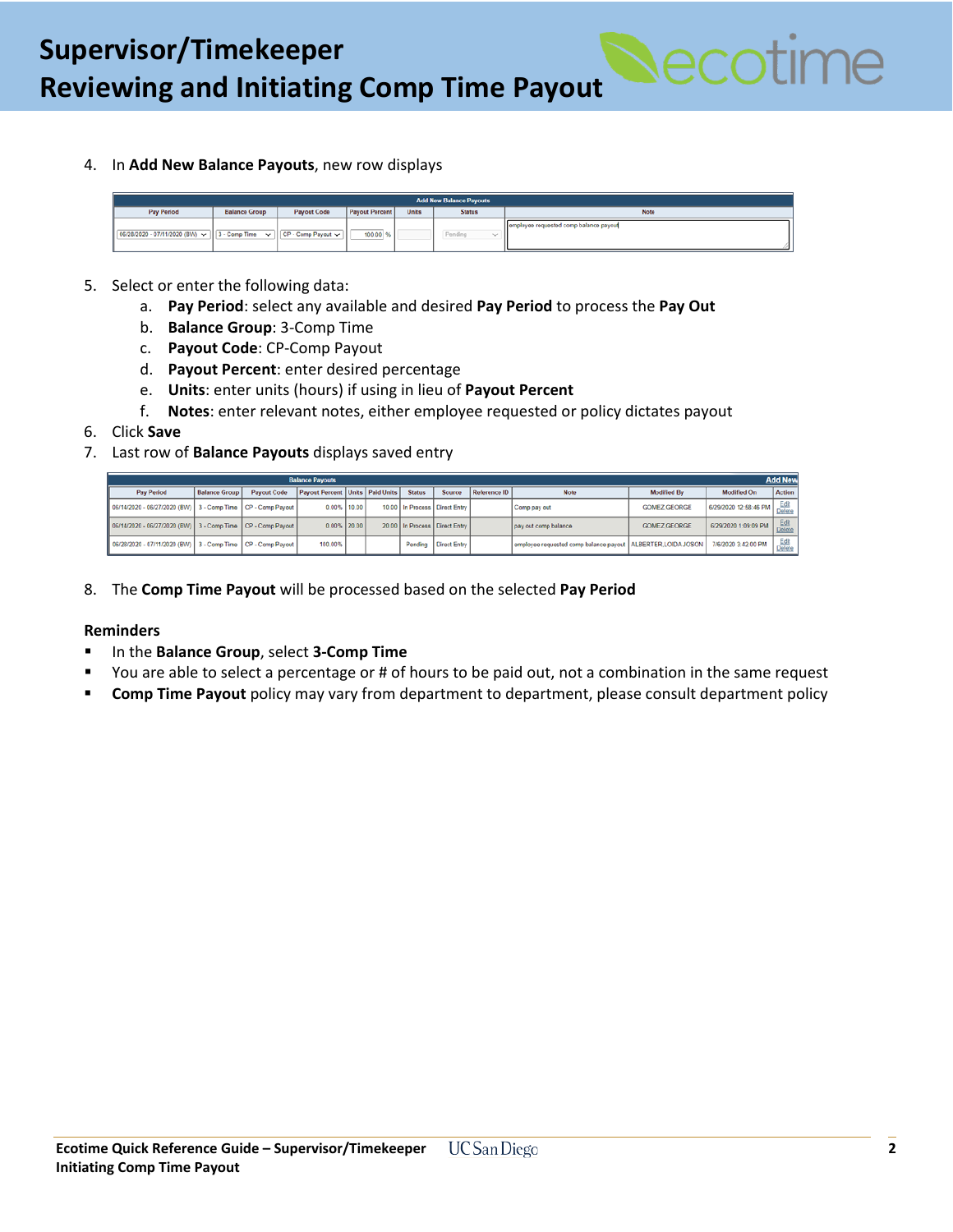# Supervisor/Timekeeper
# Reviewing and Initiating Comp Time Payout

4. In **Add New Balance Payouts**, new row displays

| Add New Balance Payouts | | | | | | |
|---|---|---|---|---|---|---|
| Pay Period | Balance Group | Payout Code | Payout Percent | Units | Status | Note |
| 06/28/2020 - 07/11/2020 (BW) | 3 - Comp Time | CP - Comp Payout | 100.00 % | | Pending | employee requested comp balance payout |

5. Select or enter the following data:
   a. **Pay Period**: select any available and desired **Pay Period** to process the **Pay Out**
   b. **Balance Group**: 3-Comp Time
   c. **Payout Code**: CP-Comp Payout
   d. **Payout Percent**: enter desired percentage
   e. **Units**: enter units (hours) if using in lieu of **Payout Percent**
   f. **Notes**: enter relevant notes, either employee requested or policy dictates payout
6. Click **Save**
7. Last row of **Balance Payouts** displays saved entry

| Pay Period | Balance Group | Payout Code | Payout Percent | Units | Paid Units | Status | Source | Reference ID | Note | Modified By | Modified On | Action |
|---|---|---|---|---|---|---|---|---|---|---|---|---|
| 06/14/2020 - 06/27/2020 (BW) | 3 - Comp Time | CP - Comp Payout | 0.00% | 10.00 | 10.00 | In Process | Direct Entry | | Comp pay out | GOMEZ,GEORGE | 6/29/2020 12:58:46 PM | Edit Delete |
| 06/14/2020 - 06/27/2020 (BW) | 3 - Comp Time | CP - Comp Payout | 0.00% | 20.00 | 20.00 | In Process | Direct Entry | | pay out comp balance | GOMEZ,GEORGE | 6/29/2020 1:09:09 PM | Edit Delete |
| 06/28/2020 - 07/11/2020 (BW) | 3 - Comp Time | CP - Comp Payout | 100.00% | | | Pending | Direct Entry | | employee requested comp balance payout | ALBERTER,LOIDA JOSON | 7/6/2020 3:42:00 PM | Edit Delete |

8. The **Comp Time Payout** will be processed based on the selected **Pay Period**

**Reminders**

- In the **Balance Group**, select **3-Comp Time**
- You are able to select a percentage or # of hours to be paid out, not a combination in the same request
- **Comp Time Payout** policy may vary from department to department, please consult department policy